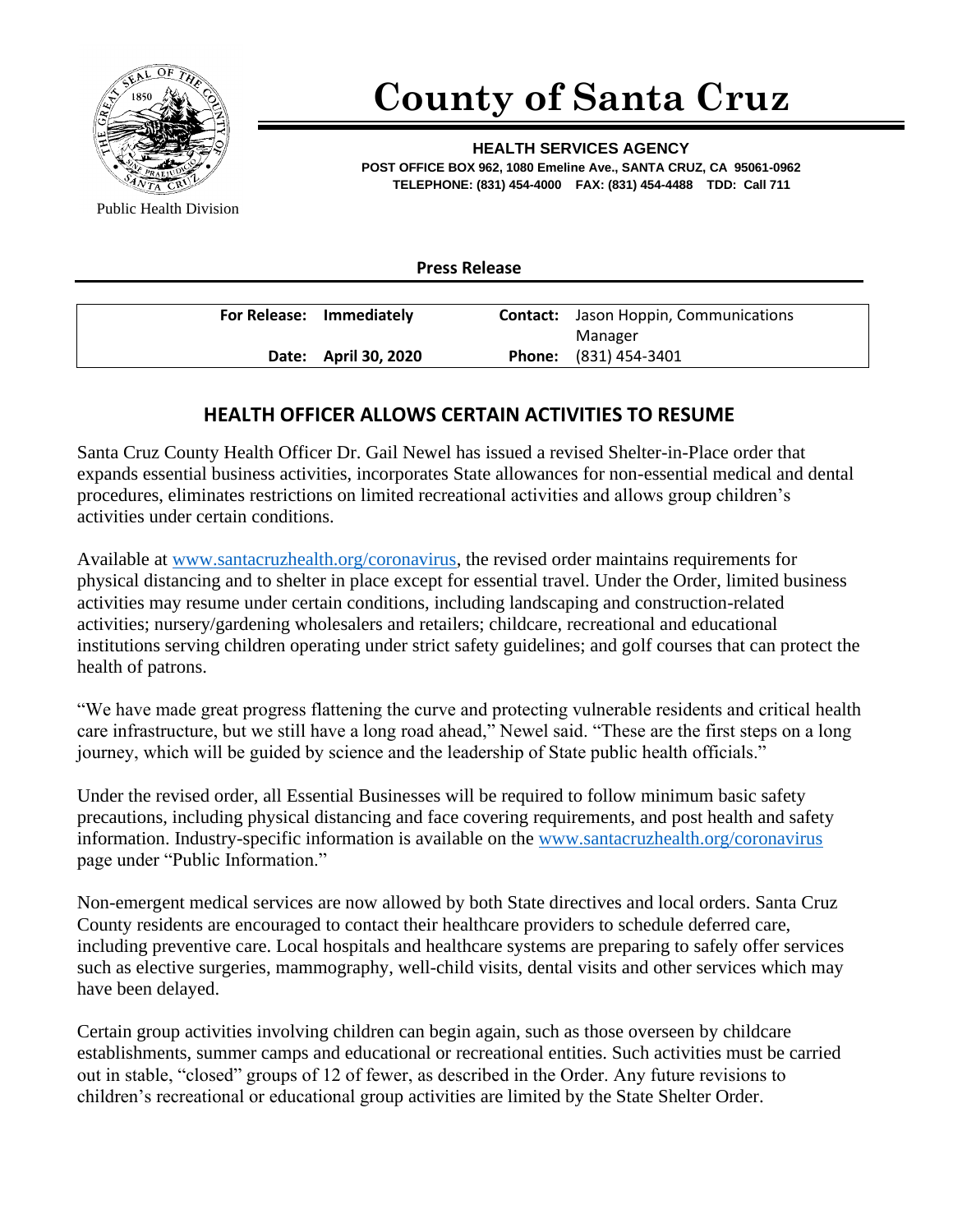# County of Santa Cruz

**HEALTH SERVICES AGENCY**
**POST OFFICE BOX 962, 1080 Emeline Ave., SANTA CRUZ, CA 95061-0962**
**TELEPHONE: (831) 454-4000 FAX: (831) 454-4488 TDD: Call 711**

Public Health Division

**Press Release**

| | | | |
|---|---|---|---|
| **For Release:** | **Immediately** | **Contact:** | Jason Hoppin, Communications Manager |
| **Date:** | **April 30, 2020** | **Phone:** | (831) 454-3401 |

## HEALTH OFFICER ALLOWS CERTAIN ACTIVITIES TO RESUME

Santa Cruz County Health Officer Dr. Gail Newel has issued a revised Shelter-in-Place order that expands essential business activities, incorporates State allowances for non-essential medical and dental procedures, eliminates restrictions on limited recreational activities and allows group children's activities under certain conditions.

Available at www.santacruzhealth.org/coronavirus, the revised order maintains requirements for physical distancing and to shelter in place except for essential travel. Under the Order, limited business activities may resume under certain conditions, including landscaping and construction-related activities; nursery/gardening wholesalers and retailers; childcare, recreational and educational institutions serving children operating under strict safety guidelines; and golf courses that can protect the health of patrons.

"We have made great progress flattening the curve and protecting vulnerable residents and critical health care infrastructure, but we still have a long road ahead," Newel said. "These are the first steps on a long journey, which will be guided by science and the leadership of State public health officials."

Under the revised order, all Essential Businesses will be required to follow minimum basic safety precautions, including physical distancing and face covering requirements, and post health and safety information. Industry-specific information is available on the www.santacruzhealth.org/coronavirus page under "Public Information."

Non-emergent medical services are now allowed by both State directives and local orders. Santa Cruz County residents are encouraged to contact their healthcare providers to schedule deferred care, including preventive care. Local hospitals and healthcare systems are preparing to safely offer services such as elective surgeries, mammography, well-child visits, dental visits and other services which may have been delayed.

Certain group activities involving children can begin again, such as those overseen by childcare establishments, summer camps and educational or recreational entities. Such activities must be carried out in stable, "closed" groups of 12 of fewer, as described in the Order. Any future revisions to children's recreational or educational group activities are limited by the State Shelter Order.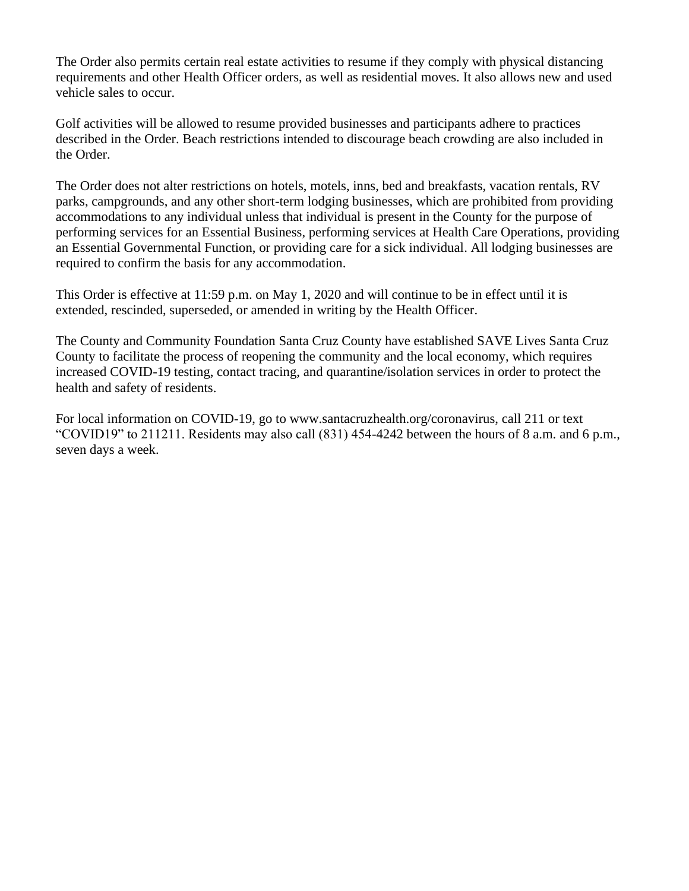The Order also permits certain real estate activities to resume if they comply with physical distancing requirements and other Health Officer orders, as well as residential moves. It also allows new and used vehicle sales to occur.

Golf activities will be allowed to resume provided businesses and participants adhere to practices described in the Order. Beach restrictions intended to discourage beach crowding are also included in the Order.

The Order does not alter restrictions on hotels, motels, inns, bed and breakfasts, vacation rentals, RV parks, campgrounds, and any other short-term lodging businesses, which are prohibited from providing accommodations to any individual unless that individual is present in the County for the purpose of performing services for an Essential Business, performing services at Health Care Operations, providing an Essential Governmental Function, or providing care for a sick individual. All lodging businesses are required to confirm the basis for any accommodation.

This Order is effective at 11:59 p.m. on May 1, 2020 and will continue to be in effect until it is extended, rescinded, superseded, or amended in writing by the Health Officer.

The County and Community Foundation Santa Cruz County have established SAVE Lives Santa Cruz County to facilitate the process of reopening the community and the local economy, which requires increased COVID-19 testing, contact tracing, and quarantine/isolation services in order to protect the health and safety of residents.

For local information on COVID-19, go to www.santacruzhealth.org/coronavirus, call 211 or text “COVID19” to 211211. Residents may also call (831) 454-4242 between the hours of 8 a.m. and 6 p.m., seven days a week.